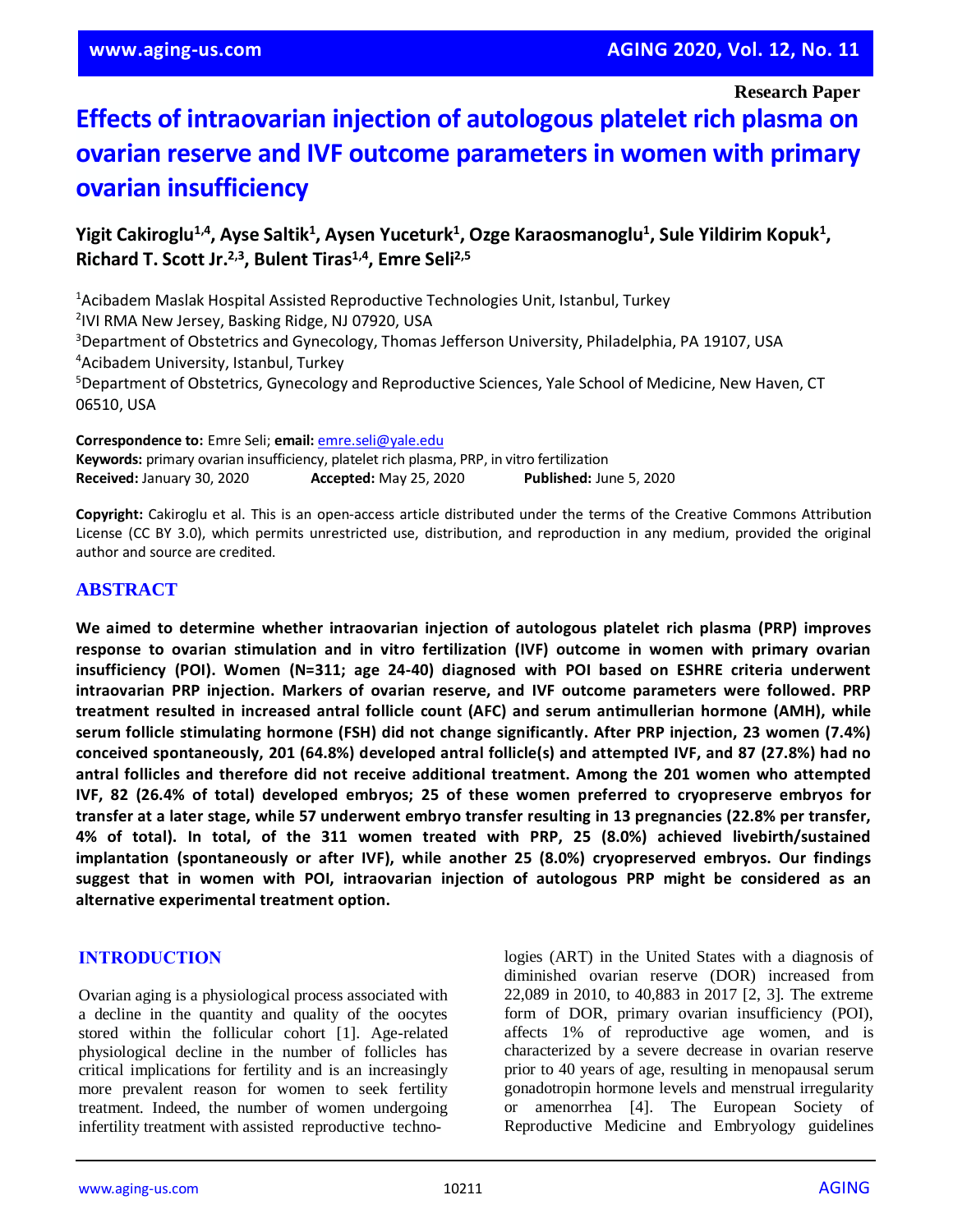**Research Paper**

# Effects of intraovarian injection of autologous platelet rich plasma on ovarian reserve and IVF outcome parameters in women with primary ovarian insufficiency

**Yigit Cakiroglu[1,4], Ayse Saltik[1], Aysen Yuceturk[1], Ozge Karaosmanoglu[1], Sule Yildirim Kopuk[1], Richard T. Scott Jr.[2,3], Bulent Tiras[1,4], Emre Seli[2,5]**

[1]Acibadem Maslak Hospital Assisted Reproductive Technologies Unit, Istanbul, Turkey
[2]IVI RMA New Jersey, Basking Ridge, NJ 07920, USA
[3]Department of Obstetrics and Gynecology, Thomas Jefferson University, Philadelphia, PA 19107, USA
[4]Acibadem University, Istanbul, Turkey
[5]Department of Obstetrics, Gynecology and Reproductive Sciences, Yale School of Medicine, New Haven, CT 06510, USA

**Correspondence to:** Emre Seli; **email:** emre.seli@yale.edu
**Keywords:** primary ovarian insufficiency, platelet rich plasma, PRP, in vitro fertilization
**Received:** January 30, 2020 **Accepted:** May 25, 2020 **Published:** June 5, 2020

**Copyright:** Cakiroglu et al. This is an open-access article distributed under the terms of the Creative Commons Attribution License (CC BY 3.0), which permits unrestricted use, distribution, and reproduction in any medium, provided the original author and source are credited.

## ABSTRACT

**We aimed to determine whether intraovarian injection of autologous platelet rich plasma (PRP) improves response to ovarian stimulation and in vitro fertilization (IVF) outcome in women with primary ovarian insufficiency (POI). Women (N=311; age 24-40) diagnosed with POI based on ESHRE criteria underwent intraovarian PRP injection. Markers of ovarian reserve, and IVF outcome parameters were followed. PRP treatment resulted in increased antral follicle count (AFC) and serum antimullerian hormone (AMH), while serum follicle stimulating hormone (FSH) did not change significantly. After PRP injection, 23 women (7.4%) conceived spontaneously, 201 (64.8%) developed antral follicle(s) and attempted IVF, and 87 (27.8%) had no antral follicles and therefore did not receive additional treatment. Among the 201 women who attempted IVF, 82 (26.4% of total) developed embryos; 25 of these women preferred to cryopreserve embryos for transfer at a later stage, while 57 underwent embryo transfer resulting in 13 pregnancies (22.8% per transfer, 4% of total). In total, of the 311 women treated with PRP, 25 (8.0%) achieved livebirth/sustained implantation (spontaneously or after IVF), while another 25 (8.0%) cryopreserved embryos. Our findings suggest that in women with POI, intraovarian injection of autologous PRP might be considered as an alternative experimental treatment option.**

## INTRODUCTION

Ovarian aging is a physiological process associated with a decline in the quantity and quality of the oocytes stored within the follicular cohort [1]. Age-related physiological decline in the number of follicles has critical implications for fertility and is an increasingly more prevalent reason for women to seek fertility treatment. Indeed, the number of women undergoing infertility treatment with assisted reproductive technologies (ART) in the United States with a diagnosis of diminished ovarian reserve (DOR) increased from 22,089 in 2010, to 40,883 in 2017 [2, 3]. The extreme form of DOR, primary ovarian insufficiency (POI), affects 1% of reproductive age women, and is characterized by a severe decrease in ovarian reserve prior to 40 years of age, resulting in menopausal serum gonadotropin hormone levels and menstrual irregularity or amenorrhea [4]. The European Society of Reproductive Medicine and Embryology guidelines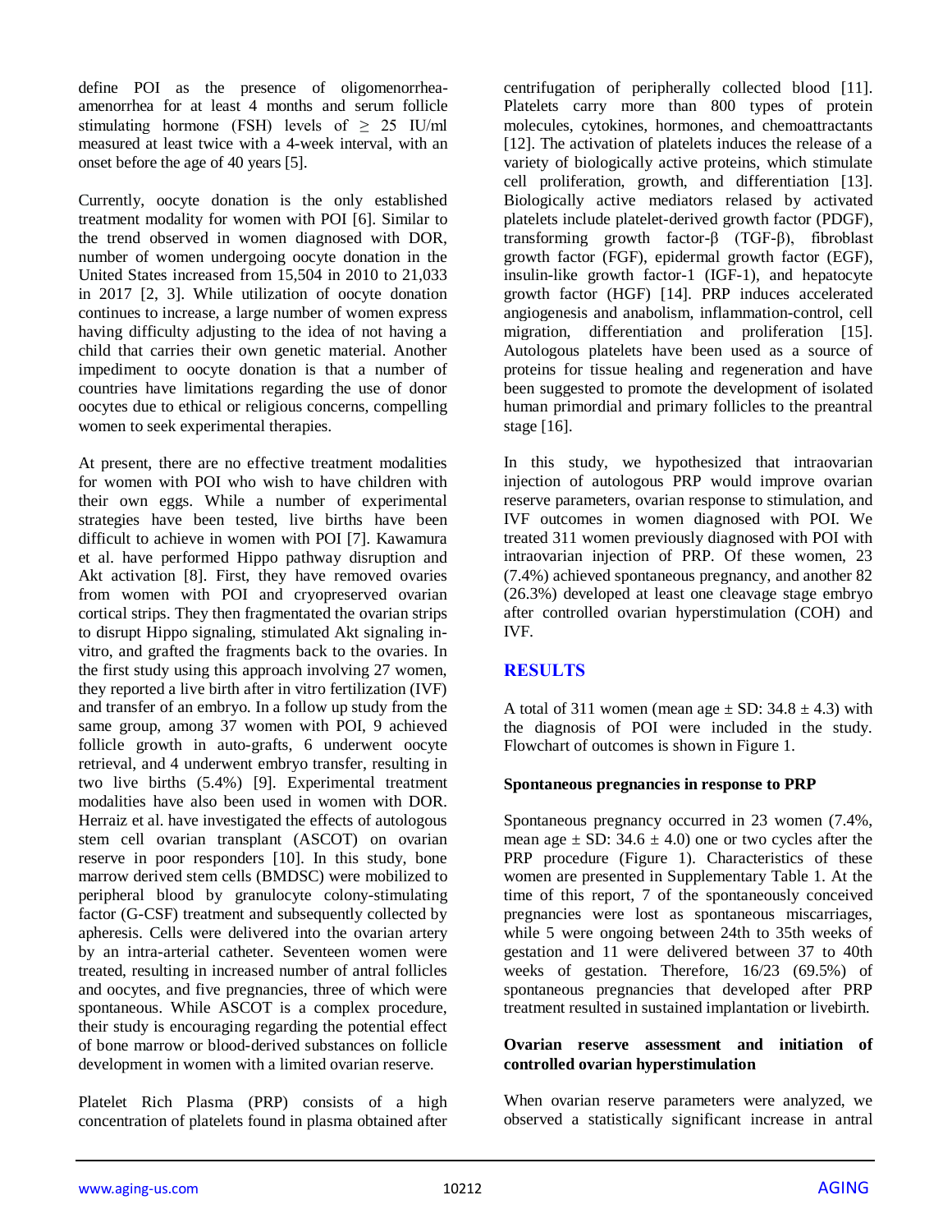define POI as the presence of oligomenorrhea-amenorrhea for at least 4 months and serum follicle stimulating hormone (FSH) levels of ≥ 25 IU/ml measured at least twice with a 4-week interval, with an onset before the age of 40 years [5].

Currently, oocyte donation is the only established treatment modality for women with POI [6]. Similar to the trend observed in women diagnosed with DOR, number of women undergoing oocyte donation in the United States increased from 15,504 in 2010 to 21,033 in 2017 [2, 3]. While utilization of oocyte donation continues to increase, a large number of women express having difficulty adjusting to the idea of not having a child that carries their own genetic material. Another impediment to oocyte donation is that a number of countries have limitations regarding the use of donor oocytes due to ethical or religious concerns, compelling women to seek experimental therapies.

At present, there are no effective treatment modalities for women with POI who wish to have children with their own eggs. While a number of experimental strategies have been tested, live births have been difficult to achieve in women with POI [7]. Kawamura et al. have performed Hippo pathway disruption and Akt activation [8]. First, they have removed ovaries from women with POI and cryopreserved ovarian cortical strips. They then fragmentated the ovarian strips to disrupt Hippo signaling, stimulated Akt signaling in-vitro, and grafted the fragments back to the ovaries. In the first study using this approach involving 27 women, they reported a live birth after in vitro fertilization (IVF) and transfer of an embryo. In a follow up study from the same group, among 37 women with POI, 9 achieved follicle growth in auto-grafts, 6 underwent oocyte retrieval, and 4 underwent embryo transfer, resulting in two live births (5.4%) [9]. Experimental treatment modalities have also been used in women with DOR. Herraiz et al. have investigated the effects of autologous stem cell ovarian transplant (ASCOT) on ovarian reserve in poor responders [10]. In this study, bone marrow derived stem cells (BMDSC) were mobilized to peripheral blood by granulocyte colony-stimulating factor (G-CSF) treatment and subsequently collected by apheresis. Cells were delivered into the ovarian artery by an intra-arterial catheter. Seventeen women were treated, resulting in increased number of antral follicles and oocytes, and five pregnancies, three of which were spontaneous. While ASCOT is a complex procedure, their study is encouraging regarding the potential effect of bone marrow or blood-derived substances on follicle development in women with a limited ovarian reserve.

Platelet Rich Plasma (PRP) consists of a high concentration of platelets found in plasma obtained after centrifugation of peripherally collected blood [11]. Platelets carry more than 800 types of protein molecules, cytokines, hormones, and chemoattractants [12]. The activation of platelets induces the release of a variety of biologically active proteins, which stimulate cell proliferation, growth, and differentiation [13]. Biologically active mediators relased by activated platelets include platelet-derived growth factor (PDGF), transforming growth factor-β (TGF-β), fibroblast growth factor (FGF), epidermal growth factor (EGF), insulin-like growth factor-1 (IGF-1), and hepatocyte growth factor (HGF) [14]. PRP induces accelerated angiogenesis and anabolism, inflammation-control, cell migration, differentiation and proliferation [15]. Autologous platelets have been used as a source of proteins for tissue healing and regeneration and have been suggested to promote the development of isolated human primordial and primary follicles to the preantral stage [16].

In this study, we hypothesized that intraovarian injection of autologous PRP would improve ovarian reserve parameters, ovarian response to stimulation, and IVF outcomes in women diagnosed with POI. We treated 311 women previously diagnosed with POI with intraovarian injection of PRP. Of these women, 23 (7.4%) achieved spontaneous pregnancy, and another 82 (26.3%) developed at least one cleavage stage embryo after controlled ovarian hyperstimulation (COH) and IVF.

## RESULTS

A total of 311 women (mean age ± SD: 34.8 ± 4.3) with the diagnosis of POI were included in the study. Flowchart of outcomes is shown in Figure 1.

### Spontaneous pregnancies in response to PRP

Spontaneous pregnancy occurred in 23 women (7.4%, mean age ± SD: 34.6 ± 4.0) one or two cycles after the PRP procedure (Figure 1). Characteristics of these women are presented in Supplementary Table 1. At the time of this report, 7 of the spontaneously conceived pregnancies were lost as spontaneous miscarriages, while 5 were ongoing between 24th to 35th weeks of gestation and 11 were delivered between 37 to 40th weeks of gestation. Therefore, 16/23 (69.5%) of spontaneous pregnancies that developed after PRP treatment resulted in sustained implantation or livebirth.

### Ovarian reserve assessment and initiation of controlled ovarian hyperstimulation

When ovarian reserve parameters were analyzed, we observed a statistically significant increase in antral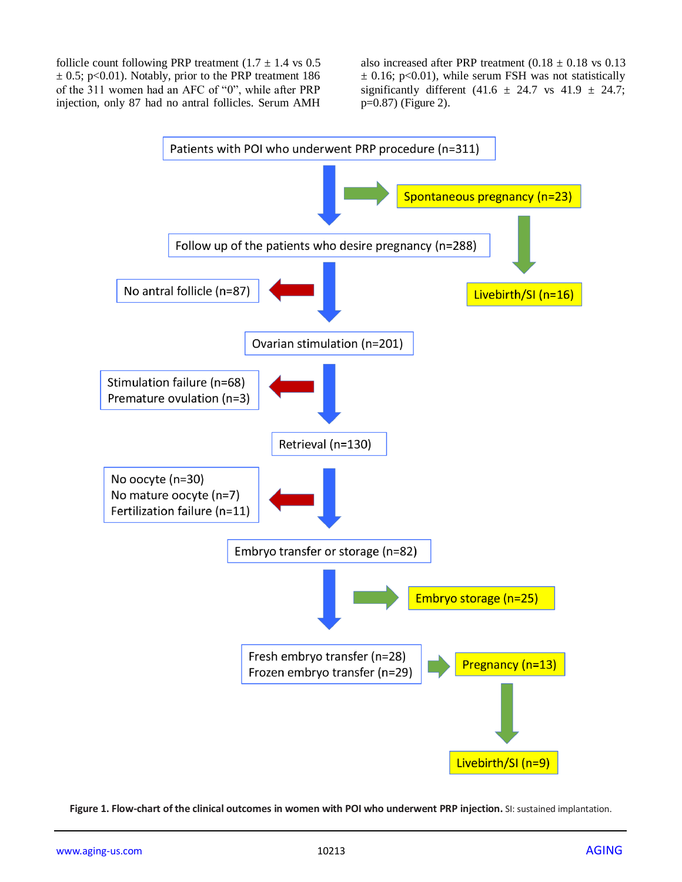follicle count following PRP treatment (1.7 ± 1.4 vs 0.5 ± 0.5; $p<0.01$). Notably, prior to the PRP treatment 186 of the 311 women had an AFC of "0", while after PRP injection, only 87 had no antral follicles. Serum AMH also increased after PRP treatment (0.18 ± 0.18 vs 0.13 ± 0.16; $p<0.01$), while serum FSH was not statistically significantly different (41.6 ± 24.7 vs 41.9 ± 24.7; $p=0.87$) (Figure 2).

Patients with POI who underwent PRP procedure (n=311)

Spontaneous pregnancy (n=23)

Livebirth/SI (n=16)

Follow up of the patients who desire pregnancy (n=288)

No antral follicle (n=87)

Ovarian stimulation (n=201)

Stimulation failure (n=68)
Premature ovulation (n=3)

Retrieval (n=130)

No oocyte (n=30)
No mature oocyte (n=7)
Fertilization failure (n=11)

Embryo transfer or storage (n=82)

Embryo storage (n=25)

Fresh embryo transfer (n=28)
Frozen embryo transfer (n=29)

Pregnancy (n=13)

Livebirth/SI (n=9)

**Figure 1. Flow-chart of the clinical outcomes in women with POI who underwent PRP injection.** SI: sustained implantation.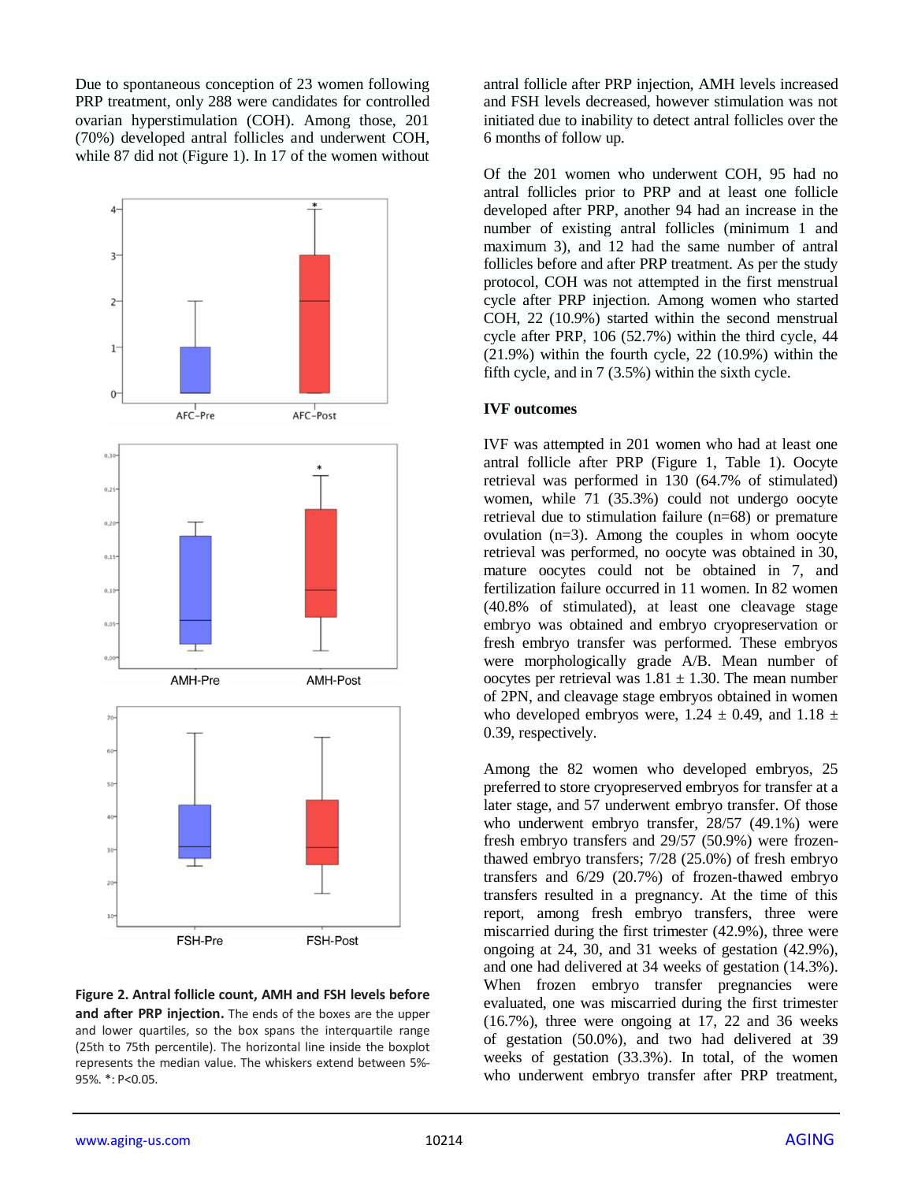Due to spontaneous conception of 23 women following PRP treatment, only 288 were candidates for controlled ovarian hyperstimulation (COH). Among those, 201 (70%) developed antral follicles and underwent COH, while 87 did not (Figure 1). In 17 of the women without antral follicle after PRP injection, AMH levels increased and FSH levels decreased, however stimulation was not initiated due to inability to detect antral follicles over the 6 months of follow up.

**Figure 2. Antral follicle count, AMH and FSH levels before and after PRP injection.** The ends of the boxes are the upper and lower quartiles, so the box spans the interquartile range (25th to 75th percentile). The horizontal line inside the boxplot represents the median value. The whiskers extend between 5%-95%. *: P<0.05.

Of the 201 women who underwent COH, 95 had no antral follicles prior to PRP and at least one follicle developed after PRP, another 94 had an increase in the number of existing antral follicles (minimum 1 and maximum 3), and 12 had the same number of antral follicles before and after PRP treatment. As per the study protocol, COH was not attempted in the first menstrual cycle after PRP injection. Among women who started COH, 22 (10.9%) started within the second menstrual cycle after PRP, 106 (52.7%) within the third cycle, 44 (21.9%) within the fourth cycle, 22 (10.9%) within the fifth cycle, and in 7 (3.5%) within the sixth cycle.

**IVF outcomes**

IVF was attempted in 201 women who had at least one antral follicle after PRP (Figure 1, Table 1). Oocyte retrieval was performed in 130 (64.7% of stimulated) women, while 71 (35.3%) could not undergo oocyte retrieval due to stimulation failure (n=68) or premature ovulation (n=3). Among the couples in whom oocyte retrieval was performed, no oocyte was obtained in 30, mature oocytes could not be obtained in 7, and fertilization failure occurred in 11 women. In 82 women (40.8% of stimulated), at least one cleavage stage embryo was obtained and embryo cryopreservation or fresh embryo transfer was performed. These embryos were morphologically grade A/B. Mean number of oocytes per retrieval was $1.81 \pm 1.30$. The mean number of 2PN, and cleavage stage embryos obtained in women who developed embryos were, $1.24 \pm 0.49$, and $1.18 \pm 0.39$, respectively.

Among the 82 women who developed embryos, 25 preferred to store cryopreserved embryos for transfer at a later stage, and 57 underwent embryo transfer. Of those who underwent embryo transfer, 28/57 (49.1%) were fresh embryo transfers and 29/57 (50.9%) were frozen-thawed embryo transfers; 7/28 (25.0%) of fresh embryo transfers and 6/29 (20.7%) of frozen-thawed embryo transfers resulted in a pregnancy. At the time of this report, among fresh embryo transfers, three were miscarried during the first trimester (42.9%), three were ongoing at 24, 30, and 31 weeks of gestation (42.9%), and one had delivered at 34 weeks of gestation (14.3%). When frozen embryo transfer pregnancies were evaluated, one was miscarried during the first trimester (16.7%), three were ongoing at 17, 22 and 36 weeks of gestation (50.0%), and two had delivered at 39 weeks of gestation (33.3%). In total, of the women who underwent embryo transfer after PRP treatment,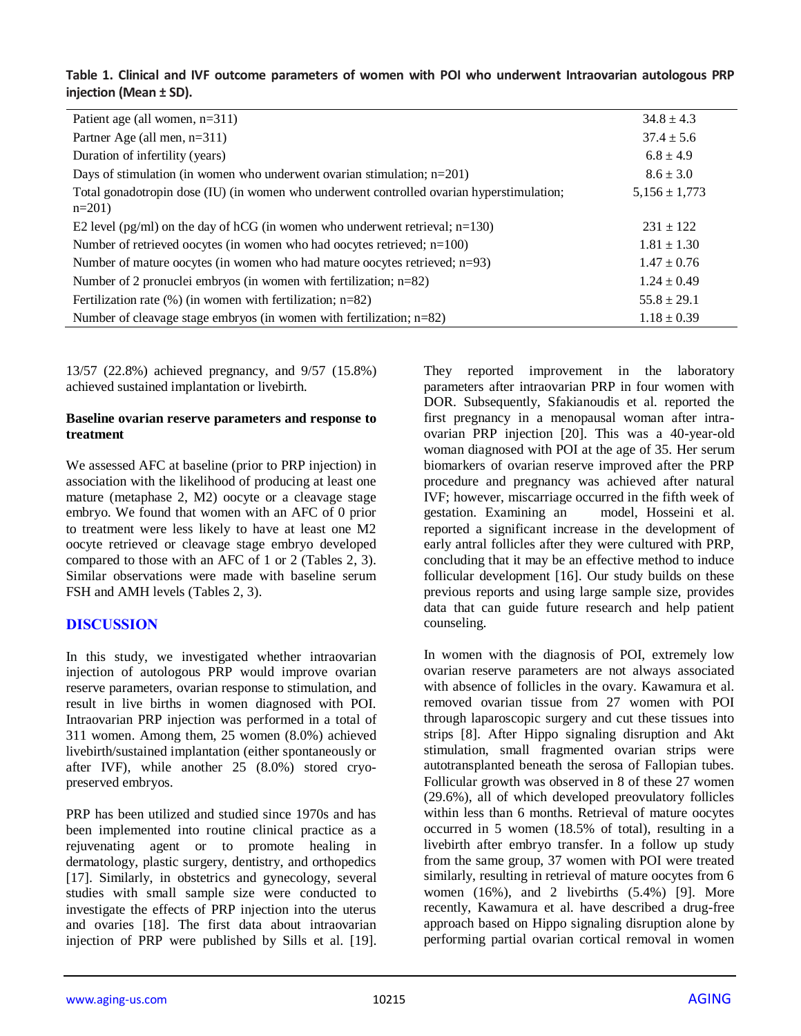**Table 1. Clinical and IVF outcome parameters of women with POI who underwent Intraovarian autologous PRP injection (Mean ± SD).**

| | |
|---|---|
| Patient age (all women, n=311) | 34.8 ± 4.3 |
| Partner Age (all men, n=311) | 37.4 ± 5.6 |
| Duration of infertility (years) | 6.8 ± 4.9 |
| Days of stimulation (in women who underwent ovarian stimulation; n=201) | 8.6 ± 3.0 |
| Total gonadotropin dose (IU) (in women who underwent controlled ovarian hyperstimulation; n=201) | 5,156 ± 1,773 |
| E2 level (pg/ml) on the day of hCG (in women who underwent retrieval; n=130) | 231 ± 122 |
| Number of retrieved oocytes (in women who had oocytes retrieved; n=100) | 1.81 ± 1.30 |
| Number of mature oocytes (in women who had mature oocytes retrieved; n=93) | 1.47 ± 0.76 |
| Number of 2 pronuclei embryos (in women with fertilization; n=82) | 1.24 ± 0.49 |
| Fertilization rate (%) (in women with fertilization; n=82) | 55.8 ± 29.1 |
| Number of cleavage stage embryos (in women with fertilization; n=82) | 1.18 ± 0.39 |

13/57 (22.8%) achieved pregnancy, and 9/57 (15.8%) achieved sustained implantation or livebirth.

### Baseline ovarian reserve parameters and response to treatment

We assessed AFC at baseline (prior to PRP injection) in association with the likelihood of producing at least one mature (metaphase 2, M2) oocyte or a cleavage stage embryo. We found that women with an AFC of 0 prior to treatment were less likely to have at least one M2 oocyte retrieved or cleavage stage embryo developed compared to those with an AFC of 1 or 2 (Tables 2, 3). Similar observations were made with baseline serum FSH and AMH levels (Tables 2, 3).

## DISCUSSION

In this study, we investigated whether intraovarian injection of autologous PRP would improve ovarian reserve parameters, ovarian response to stimulation, and result in live births in women diagnosed with POI. Intraovarian PRP injection was performed in a total of 311 women. Among them, 25 women (8.0%) achieved livebirth/sustained implantation (either spontaneously or after IVF), while another 25 (8.0%) stored cryopreserved embryos.

PRP has been utilized and studied since 1970s and has been implemented into routine clinical practice as a rejuvenating agent or to promote healing in dermatology, plastic surgery, dentistry, and orthopedics [17]. Similarly, in obstetrics and gynecology, several studies with small sample size were conducted to investigate the effects of PRP injection into the uterus and ovaries [18]. The first data about intraovarian injection of PRP were published by Sills et al. [19]. They reported improvement in the laboratory parameters after intraovarian PRP in four women with DOR. Subsequently, Sfakianoudis et al. reported the first pregnancy in a menopausal woman after intraovarian PRP injection [20]. This was a 40-year-old woman diagnosed with POI at the age of 35. Her serum biomarkers of ovarian reserve improved after the PRP procedure and pregnancy was achieved after natural IVF; however, miscarriage occurred in the fifth week of gestation. Examining an model, Hosseini et al. reported a significant increase in the development of early antral follicles after they were cultured with PRP, concluding that it may be an effective method to induce follicular development [16]. Our study builds on these previous reports and using large sample size, provides data that can guide future research and help patient counseling.

In women with the diagnosis of POI, extremely low ovarian reserve parameters are not always associated with absence of follicles in the ovary. Kawamura et al. removed ovarian tissue from 27 women with POI through laparoscopic surgery and cut these tissues into strips [8]. After Hippo signaling disruption and Akt stimulation, small fragmented ovarian strips were autotransplanted beneath the serosa of Fallopian tubes. Follicular growth was observed in 8 of these 27 women (29.6%), all of which developed preovulatory follicles within less than 6 months. Retrieval of mature oocytes occurred in 5 women (18.5% of total), resulting in a livebirth after embryo transfer. In a follow up study from the same group, 37 women with POI were treated similarly, resulting in retrieval of mature oocytes from 6 women (16%), and 2 livebirths (5.4%) [9]. More recently, Kawamura et al. have described a drug-free approach based on Hippo signaling disruption alone by performing partial ovarian cortical removal in women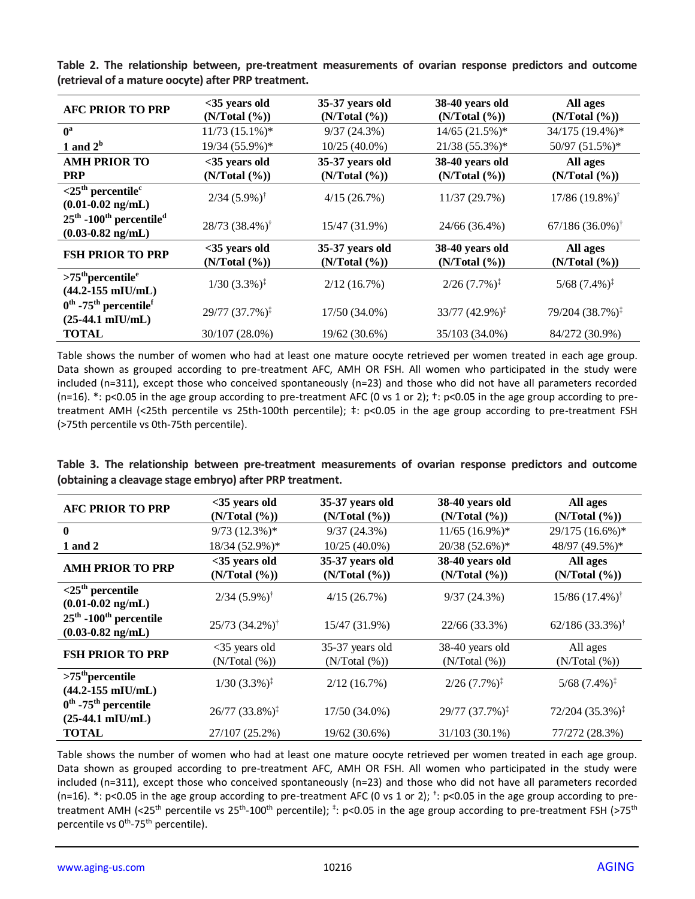**Table 2. The relationship between, pre-treatment measurements of ovarian response predictors and outcome (retrieval of a mature oocyte) after PRP treatment.**

| AFC PRIOR TO PRP | <35 years old (N/Total (%)) | 35-37 years old (N/Total (%)) | 38-40 years old (N/Total (%)) | All ages (N/Total (%)) |
|---|---|---|---|---|
| 0[a] | 11/73 (15.1%)* | 9/37 (24.3%) | 14/65 (21.5%)* | 34/175 (19.4%)* |
| 1 and 2[b] | 19/34 (55.9%)* | 10/25 (40.0%) | 21/38 (55.3%)* | 50/97 (51.5%)* |
| **AMH PRIOR TO PRP** | **<35 years old (N/Total (%))** | **35-37 years old (N/Total (%))** | **38-40 years old (N/Total (%))** | **All ages (N/Total (%))** |
| <25th percentile[c] (0.01-0.02 ng/mL) | 2/34 (5.9%)† | 4/15 (26.7%) | 11/37 (29.7%) | 17/86 (19.8%)† |
| 25th -100th percentile[d] (0.03-0.82 ng/mL) | 28/73 (38.4%)† | 15/47 (31.9%) | 24/66 (36.4%) | 67/186 (36.0%)† |
| **FSH PRIOR TO PRP** | **<35 years old (N/Total (%))** | **35-37 years old (N/Total (%))** | **38-40 years old (N/Total (%))** | **All ages (N/Total (%))** |
| >75th percentile[e] (44.2-155 mIU/mL) | 1/30 (3.3%)‡ | 2/12 (16.7%) | 2/26 (7.7%)‡ | 5/68 (7.4%)‡ |
| 0th -75th percentile[f] (25-44.1 mIU/mL) | 29/77 (37.7%)‡ | 17/50 (34.0%) | 33/77 (42.9%)‡ | 79/204 (38.7%)‡ |
| **TOTAL** | 30/107 (28.0%) | 19/62 (30.6%) | 35/103 (34.0%) | 84/272 (30.9%) |

Table shows the number of women who had at least one mature oocyte retrieved per women treated in each age group. Data shown as grouped according to pre-treatment AFC, AMH OR FSH. All women who participated in the study were included (n=311), except those who conceived spontaneously (n=23) and those who did not have all parameters recorded (n=16). *: p<0.05 in the age group according to pre-treatment AFC (0 vs 1 or 2); †: p<0.05 in the age group according to pre-treatment AMH (<25th percentile vs 25th-100th percentile); ‡: p<0.05 in the age group according to pre-treatment FSH (>75th percentile vs 0th-75th percentile).

**Table 3. The relationship between pre-treatment measurements of ovarian response predictors and outcome (obtaining a cleavage stage embryo) after PRP treatment.**

| AFC PRIOR TO PRP | <35 years old (N/Total (%)) | 35-37 years old (N/Total (%)) | 38-40 years old (N/Total (%)) | All ages (N/Total (%)) |
|---|---|---|---|---|
| 0 | 9/73 (12.3%)* | 9/37 (24.3%) | 11/65 (16.9%)* | 29/175 (16.6%)* |
| 1 and 2 | 18/34 (52.9%)* | 10/25 (40.0%) | 20/38 (52.6%)* | 48/97 (49.5%)* |
| **AMH PRIOR TO PRP** | **<35 years old (N/Total (%))** | **35-37 years old (N/Total (%))** | **38-40 years old (N/Total (%))** | **All ages (N/Total (%))** |
| <25th percentile (0.01-0.02 ng/mL) | 2/34 (5.9%)† | 4/15 (26.7%) | 9/37 (24.3%) | 15/86 (17.4%)† |
| 25th -100th percentile (0.03-0.82 ng/mL) | 25/73 (34.2%)† | 15/47 (31.9%) | 22/66 (33.3%) | 62/186 (33.3%)† |
| **FSH PRIOR TO PRP** | <35 years old (N/Total (%)) | 35-37 years old (N/Total (%)) | 38-40 years old (N/Total (%)) | All ages (N/Total (%)) |
| >75th percentile (44.2-155 mIU/mL) | 1/30 (3.3%)‡ | 2/12 (16.7%) | 2/26 (7.7%)‡ | 5/68 (7.4%)‡ |
| 0th -75th percentile (25-44.1 mIU/mL) | 26/77 (33.8%)‡ | 17/50 (34.0%) | 29/77 (37.7%)‡ | 72/204 (35.3%)‡ |
| **TOTAL** | 27/107 (25.2%) | 19/62 (30.6%) | 31/103 (30.1%) | 77/272 (28.3%) |

Table shows the number of women who had at least one mature oocyte retrieved per women treated in each age group. Data shown as grouped according to pre-treatment AFC, AMH OR FSH. All women who participated in the study were included (n=311), except those who conceived spontaneously (n=23) and those who did not have all parameters recorded (n=16). *: p<0.05 in the age group according to pre-treatment AFC (0 vs 1 or 2); †: p<0.05 in the age group according to pre-treatment AMH (<25th percentile vs 25th-100th percentile); ‡: p<0.05 in the age group according to pre-treatment FSH (>75th percentile vs 0th-75th percentile).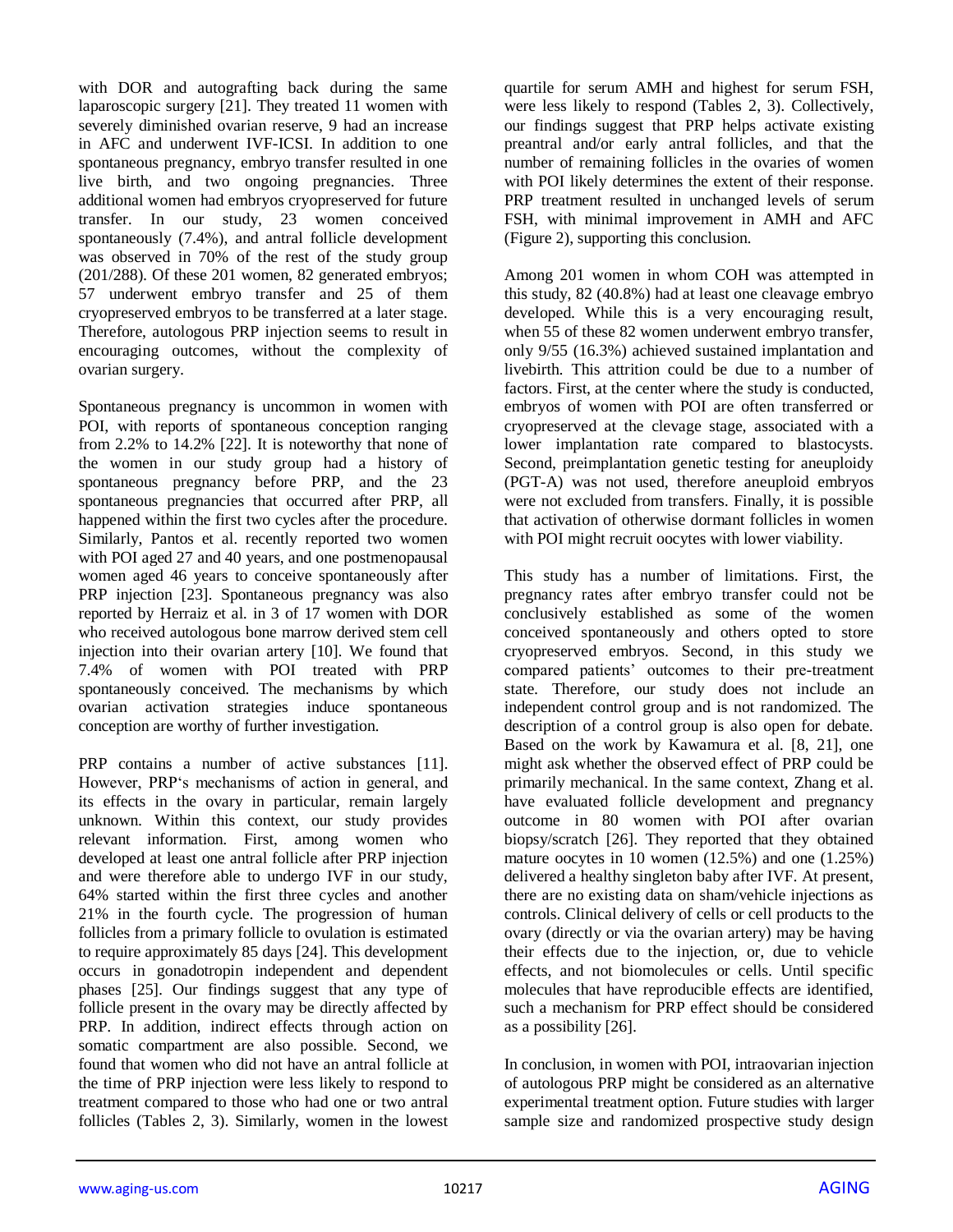with DOR and autografting back during the same laparoscopic surgery [21]. They treated 11 women with severely diminished ovarian reserve, 9 had an increase in AFC and underwent IVF-ICSI. In addition to one spontaneous pregnancy, embryo transfer resulted in one live birth, and two ongoing pregnancies. Three additional women had embryos cryopreserved for future transfer. In our study, 23 women conceived spontaneously (7.4%), and antral follicle development was observed in 70% of the rest of the study group (201/288). Of these 201 women, 82 generated embryos; 57 underwent embryo transfer and 25 of them cryopreserved embryos to be transferred at a later stage. Therefore, autologous PRP injection seems to result in encouraging outcomes, without the complexity of ovarian surgery.

Spontaneous pregnancy is uncommon in women with POI, with reports of spontaneous conception ranging from 2.2% to 14.2% [22]. It is noteworthy that none of the women in our study group had a history of spontaneous pregnancy before PRP, and the 23 spontaneous pregnancies that occurred after PRP, all happened within the first two cycles after the procedure. Similarly, Pantos et al. recently reported two women with POI aged 27 and 40 years, and one postmenopausal women aged 46 years to conceive spontaneously after PRP injection [23]. Spontaneous pregnancy was also reported by Herraiz et al. in 3 of 17 women with DOR who received autologous bone marrow derived stem cell injection into their ovarian artery [10]. We found that 7.4% of women with POI treated with PRP spontaneously conceived. The mechanisms by which ovarian activation strategies induce spontaneous conception are worthy of further investigation.

PRP contains a number of active substances [11]. However, PRP's mechanisms of action in general, and its effects in the ovary in particular, remain largely unknown. Within this context, our study provides relevant information. First, among women who developed at least one antral follicle after PRP injection and were therefore able to undergo IVF in our study, 64% started within the first three cycles and another 21% in the fourth cycle. The progression of human follicles from a primary follicle to ovulation is estimated to require approximately 85 days [24]. This development occurs in gonadotropin independent and dependent phases [25]. Our findings suggest that any type of follicle present in the ovary may be directly affected by PRP. In addition, indirect effects through action on somatic compartment are also possible. Second, we found that women who did not have an antral follicle at the time of PRP injection were less likely to respond to treatment compared to those who had one or two antral follicles (Tables 2, 3). Similarly, women in the lowest quartile for serum AMH and highest for serum FSH, were less likely to respond (Tables 2, 3). Collectively, our findings suggest that PRP helps activate existing preantral and/or early antral follicles, and that the number of remaining follicles in the ovaries of women with POI likely determines the extent of their response. PRP treatment resulted in unchanged levels of serum FSH, with minimal improvement in AMH and AFC (Figure 2), supporting this conclusion.

Among 201 women in whom COH was attempted in this study, 82 (40.8%) had at least one cleavage embryo developed. While this is a very encouraging result, when 55 of these 82 women underwent embryo transfer, only 9/55 (16.3%) achieved sustained implantation and livebirth. This attrition could be due to a number of factors. First, at the center where the study is conducted, embryos of women with POI are often transferred or cryopreserved at the clevage stage, associated with a lower implantation rate compared to blastocysts. Second, preimplantation genetic testing for aneuploidy (PGT-A) was not used, therefore aneuploid embryos were not excluded from transfers. Finally, it is possible that activation of otherwise dormant follicles in women with POI might recruit oocytes with lower viability.

This study has a number of limitations. First, the pregnancy rates after embryo transfer could not be conclusively established as some of the women conceived spontaneously and others opted to store cryopreserved embryos. Second, in this study we compared patients' outcomes to their pre-treatment state. Therefore, our study does not include an independent control group and is not randomized. The description of a control group is also open for debate. Based on the work by Kawamura et al. [8, 21], one might ask whether the observed effect of PRP could be primarily mechanical. In the same context, Zhang et al. have evaluated follicle development and pregnancy outcome in 80 women with POI after ovarian biopsy/scratch [26]. They reported that they obtained mature oocytes in 10 women (12.5%) and one (1.25%) delivered a healthy singleton baby after IVF. At present, there are no existing data on sham/vehicle injections as controls. Clinical delivery of cells or cell products to the ovary (directly or via the ovarian artery) may be having their effects due to the injection, or, due to vehicle effects, and not biomolecules or cells. Until specific molecules that have reproducible effects are identified, such a mechanism for PRP effect should be considered as a possibility [26].

In conclusion, in women with POI, intraovarian injection of autologous PRP might be considered as an alternative experimental treatment option. Future studies with larger sample size and randomized prospective study design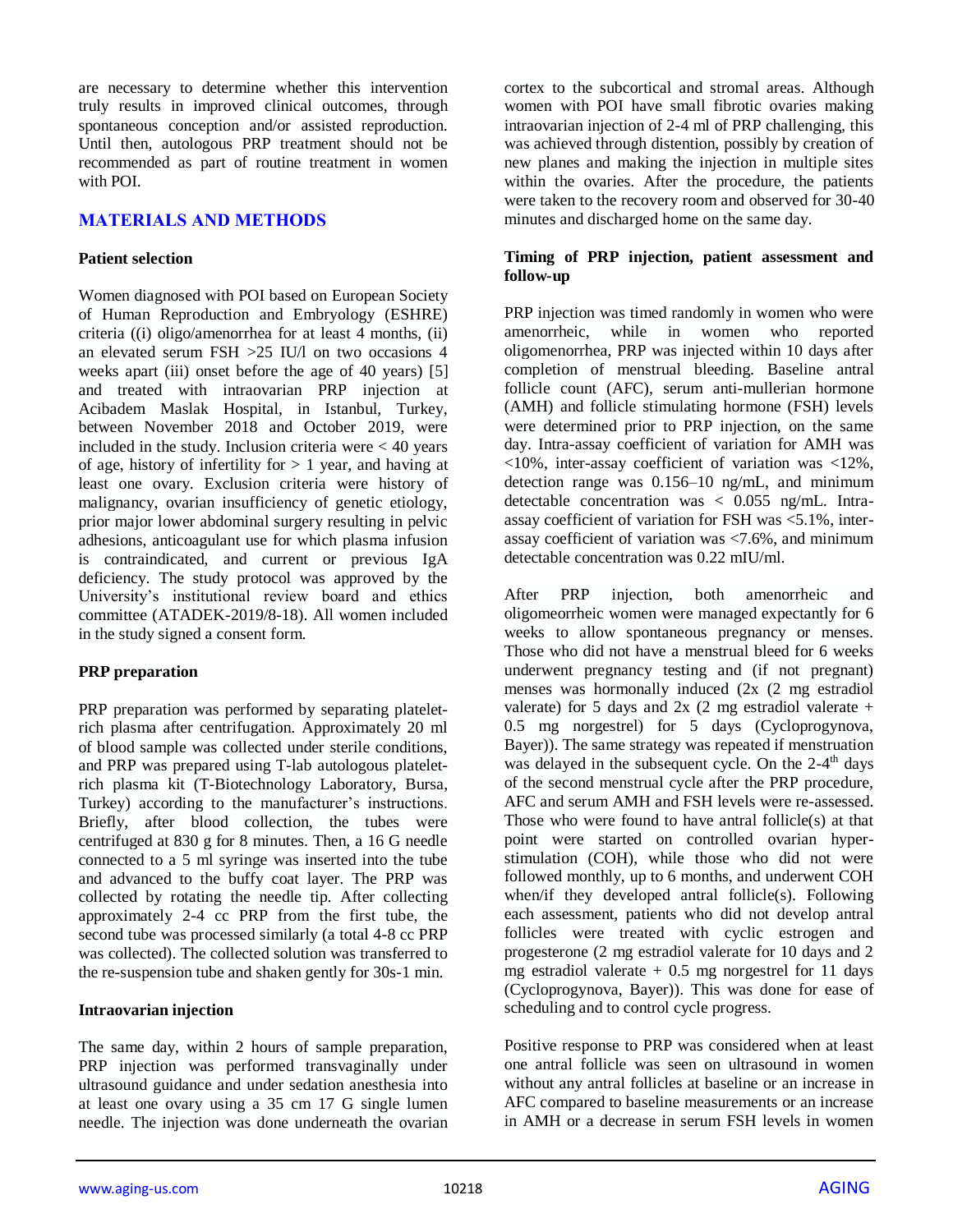are necessary to determine whether this intervention truly results in improved clinical outcomes, through spontaneous conception and/or assisted reproduction. Until then, autologous PRP treatment should not be recommended as part of routine treatment in women with POI.

## MATERIALS AND METHODS

### Patient selection

Women diagnosed with POI based on European Society of Human Reproduction and Embryology (ESHRE) criteria ((i) oligo/amenorrhea for at least 4 months, (ii) an elevated serum FSH >25 IU/l on two occasions 4 weeks apart (iii) onset before the age of 40 years) [5] and treated with intraovarian PRP injection at Acibadem Maslak Hospital, in Istanbul, Turkey, between November 2018 and October 2019, were included in the study. Inclusion criteria were < 40 years of age, history of infertility for > 1 year, and having at least one ovary. Exclusion criteria were history of malignancy, ovarian insufficiency of genetic etiology, prior major lower abdominal surgery resulting in pelvic adhesions, anticoagulant use for which plasma infusion is contraindicated, and current or previous IgA deficiency. The study protocol was approved by the University's institutional review board and ethics committee (ATADEK-2019/8-18). All women included in the study signed a consent form.

### PRP preparation

PRP preparation was performed by separating platelet-rich plasma after centrifugation. Approximately 20 ml of blood sample was collected under sterile conditions, and PRP was prepared using T-lab autologous platelet-rich plasma kit (T-Biotechnology Laboratory, Bursa, Turkey) according to the manufacturer's instructions. Briefly, after blood collection, the tubes were centrifuged at 830 g for 8 minutes. Then, a 16 G needle connected to a 5 ml syringe was inserted into the tube and advanced to the buffy coat layer. The PRP was collected by rotating the needle tip. After collecting approximately 2-4 cc PRP from the first tube, the second tube was processed similarly (a total 4-8 cc PRP was collected). The collected solution was transferred to the re-suspension tube and shaken gently for 30s-1 min.

### Intraovarian injection

The same day, within 2 hours of sample preparation, PRP injection was performed transvaginally under ultrasound guidance and under sedation anesthesia into at least one ovary using a 35 cm 17 G single lumen needle. The injection was done underneath the ovarian cortex to the subcortical and stromal areas. Although women with POI have small fibrotic ovaries making intraovarian injection of 2-4 ml of PRP challenging, this was achieved through distention, possibly by creation of new planes and making the injection in multiple sites within the ovaries. After the procedure, the patients were taken to the recovery room and observed for 30-40 minutes and discharged home on the same day.

### Timing of PRP injection, patient assessment and follow-up

PRP injection was timed randomly in women who were amenorrheic, while in women who reported oligomenorrhea, PRP was injected within 10 days after completion of menstrual bleeding. Baseline antral follicle count (AFC), serum anti-mullerian hormone (AMH) and follicle stimulating hormone (FSH) levels were determined prior to PRP injection, on the same day. Intra-assay coefficient of variation for AMH was <10%, inter-assay coefficient of variation was <12%, detection range was 0.156–10 ng/mL, and minimum detectable concentration was < 0.055 ng/mL. Intra-assay coefficient of variation for FSH was <5.1%, inter-assay coefficient of variation was <7.6%, and minimum detectable concentration was 0.22 mIU/ml.

After PRP injection, both amenorrheic and oligomeorrheic women were managed expectantly for 6 weeks to allow spontaneous pregnancy or menses. Those who did not have a menstrual bleed for 6 weeks underwent pregnancy testing and (if not pregnant) menses was hormonally induced (2x (2 mg estradiol valerate) for 5 days and 2x (2 mg estradiol valerate + 0.5 mg norgestrel) for 5 days (Cycloprogynova, Bayer)). The same strategy was repeated if menstruation was delayed in the subsequent cycle. On the 2-4th days of the second menstrual cycle after the PRP procedure, AFC and serum AMH and FSH levels were re-assessed. Those who were found to have antral follicle(s) at that point were started on controlled ovarian hyper-stimulation (COH), while those who did not were followed monthly, up to 6 months, and underwent COH when/if they developed antral follicle(s). Following each assessment, patients who did not develop antral follicles were treated with cyclic estrogen and progesterone (2 mg estradiol valerate for 10 days and 2 mg estradiol valerate + 0.5 mg norgestrel for 11 days (Cycloprogynova, Bayer)). This was done for ease of scheduling and to control cycle progress.

Positive response to PRP was considered when at least one antral follicle was seen on ultrasound in women without any antral follicles at baseline or an increase in AFC compared to baseline measurements or an increase in AMH or a decrease in serum FSH levels in women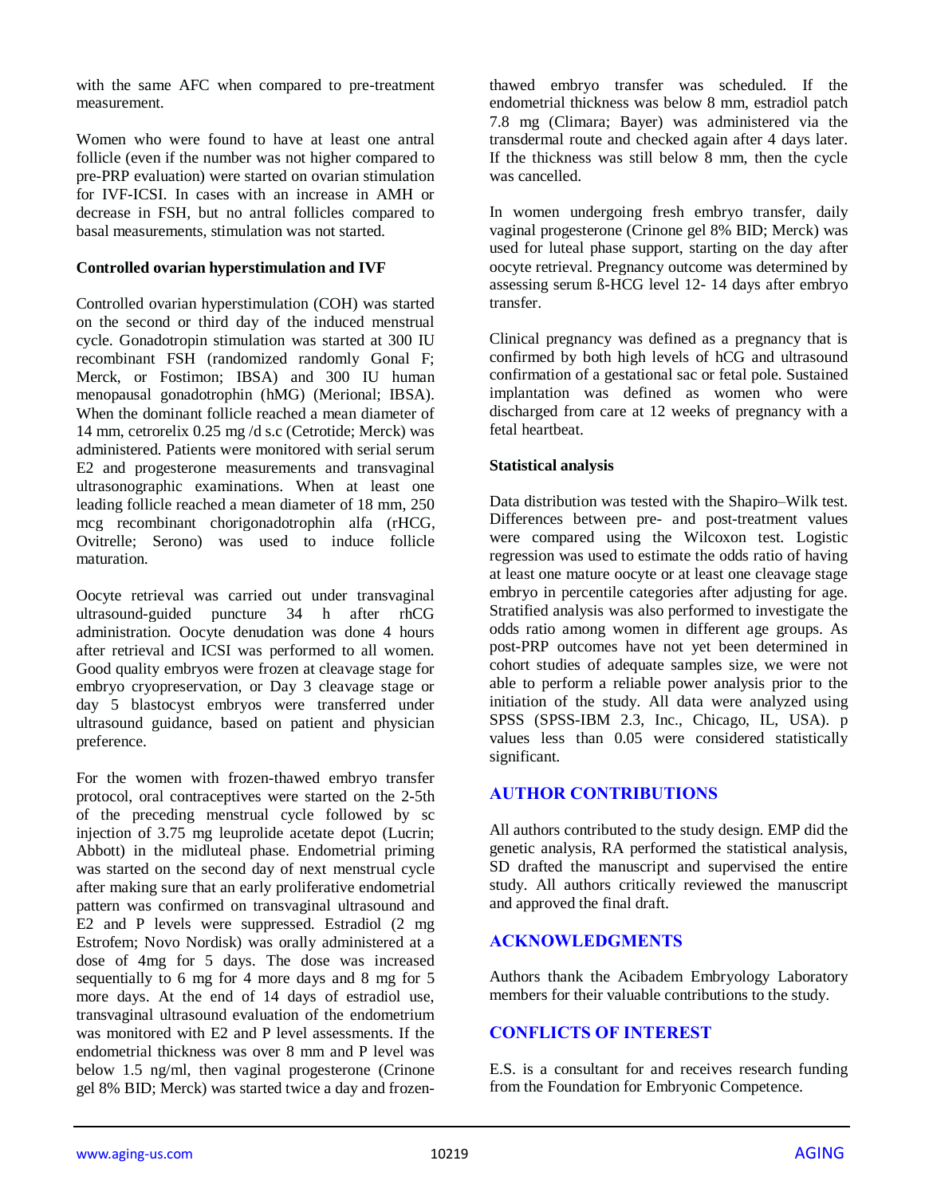with the same AFC when compared to pre-treatment measurement.

Women who were found to have at least one antral follicle (even if the number was not higher compared to pre-PRP evaluation) were started on ovarian stimulation for IVF-ICSI. In cases with an increase in AMH or decrease in FSH, but no antral follicles compared to basal measurements, stimulation was not started.

### Controlled ovarian hyperstimulation and IVF

Controlled ovarian hyperstimulation (COH) was started on the second or third day of the induced menstrual cycle. Gonadotropin stimulation was started at 300 IU recombinant FSH (randomized randomly Gonal F; Merck, or Fostimon; IBSA) and 300 IU human menopausal gonadotrophin (hMG) (Merional; IBSA). When the dominant follicle reached a mean diameter of 14 mm, cetrorelix 0.25 mg /d s.c (Cetrotide; Merck) was administered. Patients were monitored with serial serum E2 and progesterone measurements and transvaginal ultrasonographic examinations. When at least one leading follicle reached a mean diameter of 18 mm, 250 mcg recombinant chorigonadotrophin alfa (rHCG, Ovitrelle; Serono) was used to induce follicle maturation.

Oocyte retrieval was carried out under transvaginal ultrasound-guided puncture 34 h after rhCG administration. Oocyte denudation was done 4 hours after retrieval and ICSI was performed to all women. Good quality embryos were frozen at cleavage stage for embryo cryopreservation, or Day 3 cleavage stage or day 5 blastocyst embryos were transferred under ultrasound guidance, based on patient and physician preference.

For the women with frozen-thawed embryo transfer protocol, oral contraceptives were started on the 2-5th of the preceding menstrual cycle followed by sc injection of 3.75 mg leuprolide acetate depot (Lucrin; Abbott) in the midluteal phase. Endometrial priming was started on the second day of next menstrual cycle after making sure that an early proliferative endometrial pattern was confirmed on transvaginal ultrasound and E2 and P levels were suppressed. Estradiol (2 mg Estrofem; Novo Nordisk) was orally administered at a dose of 4mg for 5 days. The dose was increased sequentially to 6 mg for 4 more days and 8 mg for 5 more days. At the end of 14 days of estradiol use, transvaginal ultrasound evaluation of the endometrium was monitored with E2 and P level assessments. If the endometrial thickness was over 8 mm and P level was below 1.5 ng/ml, then vaginal progesterone (Crinone gel 8% BID; Merck) was started twice a day and frozen-thawed embryo transfer was scheduled. If the endometrial thickness was below 8 mm, estradiol patch 7.8 mg (Climara; Bayer) was administered via the transdermal route and checked again after 4 days later. If the thickness was still below 8 mm, then the cycle was cancelled.

In women undergoing fresh embryo transfer, daily vaginal progesterone (Crinone gel 8% BID; Merck) was used for luteal phase support, starting on the day after oocyte retrieval. Pregnancy outcome was determined by assessing serum ß-HCG level 12- 14 days after embryo transfer.

Clinical pregnancy was defined as a pregnancy that is confirmed by both high levels of hCG and ultrasound confirmation of a gestational sac or fetal pole. Sustained implantation was defined as women who were discharged from care at 12 weeks of pregnancy with a fetal heartbeat.

### Statistical analysis

Data distribution was tested with the Shapiro–Wilk test. Differences between pre- and post-treatment values were compared using the Wilcoxon test. Logistic regression was used to estimate the odds ratio of having at least one mature oocyte or at least one cleavage stage embryo in percentile categories after adjusting for age. Stratified analysis was also performed to investigate the odds ratio among women in different age groups. As post-PRP outcomes have not yet been determined in cohort studies of adequate samples size, we were not able to perform a reliable power analysis prior to the initiation of the study. All data were analyzed using SPSS (SPSS-IBM 2.3, Inc., Chicago, IL, USA). p values less than 0.05 were considered statistically significant.

## AUTHOR CONTRIBUTIONS

All authors contributed to the study design. EMP did the genetic analysis, RA performed the statistical analysis, SD drafted the manuscript and supervised the entire study. All authors critically reviewed the manuscript and approved the final draft.

## ACKNOWLEDGMENTS

Authors thank the Acibadem Embryology Laboratory members for their valuable contributions to the study.

## CONFLICTS OF INTEREST

E.S. is a consultant for and receives research funding from the Foundation for Embryonic Competence.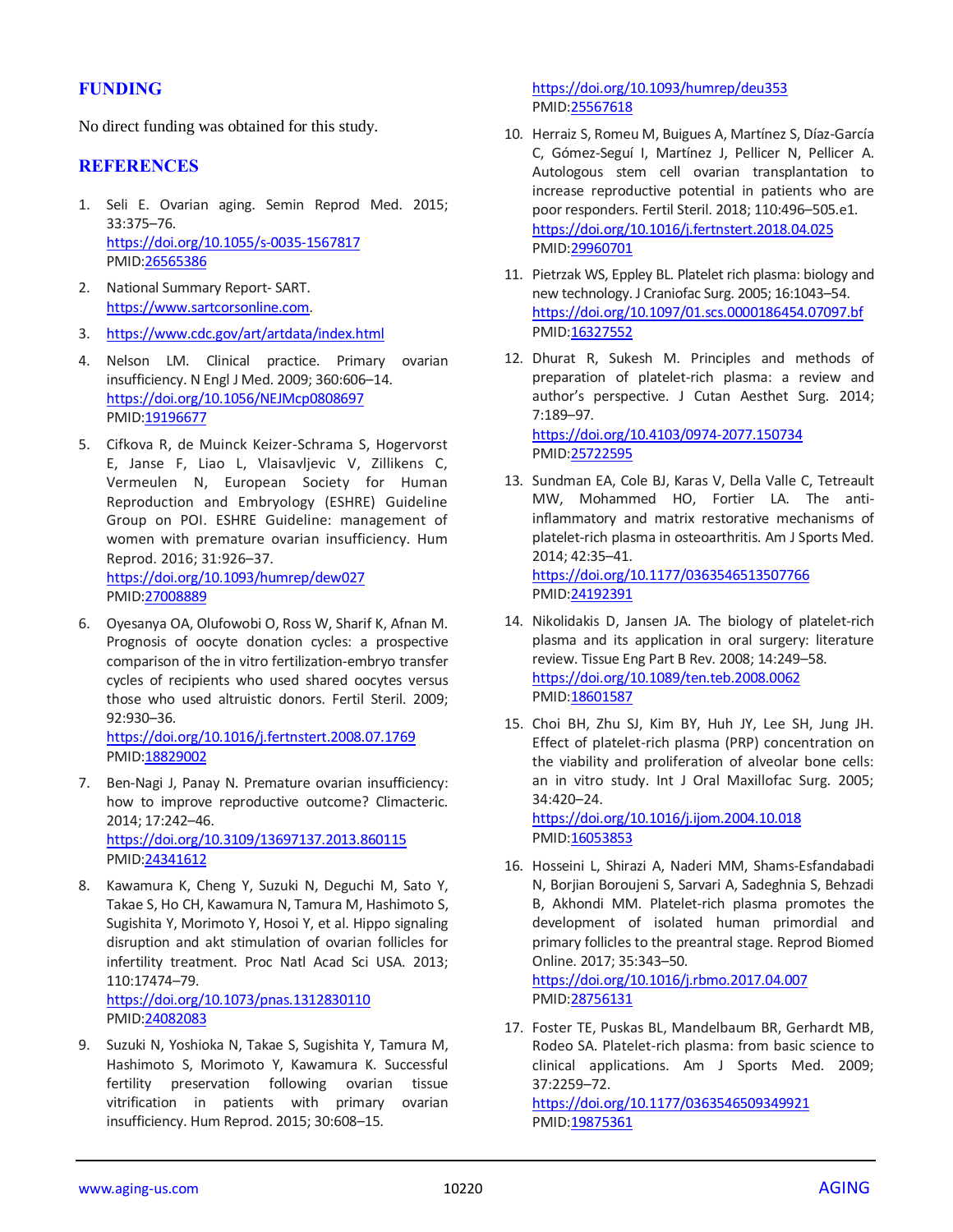## FUNDING

No direct funding was obtained for this study.

## REFERENCES

1. Seli E. Ovarian aging. Semin Reprod Med. 2015; 33:375–76. https://doi.org/10.1055/s-0035-1567817 PMID:26565386

2. National Summary Report- SART. https://www.sartcorsonline.com.

3. https://www.cdc.gov/art/artdata/index.html

4. Nelson LM. Clinical practice. Primary ovarian insufficiency. N Engl J Med. 2009; 360:606–14. https://doi.org/10.1056/NEJMcp0808697 PMID:19196677

5. Cifkova R, de Muinck Keizer-Schrama S, Hogervorst E, Janse F, Liao L, Vlaisavljevic V, Zillikens C, Vermeulen N, European Society for Human Reproduction and Embryology (ESHRE) Guideline Group on POI. ESHRE Guideline: management of women with premature ovarian insufficiency. Hum Reprod. 2016; 31:926–37. https://doi.org/10.1093/humrep/dew027 PMID:27008889

6. Oyesanya OA, Olufowobi O, Ross W, Sharif K, Afnan M. Prognosis of oocyte donation cycles: a prospective comparison of the in vitro fertilization-embryo transfer cycles of recipients who used shared oocytes versus those who used altruistic donors. Fertil Steril. 2009; 92:930–36. https://doi.org/10.1016/j.fertnstert.2008.07.1769 PMID:18829002

7. Ben-Nagi J, Panay N. Premature ovarian insufficiency: how to improve reproductive outcome? Climacteric. 2014; 17:242–46. https://doi.org/10.3109/13697137.2013.860115 PMID:24341612

8. Kawamura K, Cheng Y, Suzuki N, Deguchi M, Sato Y, Takae S, Ho CH, Kawamura N, Tamura M, Hashimoto S, Sugishita Y, Morimoto Y, Hosoi Y, et al. Hippo signaling disruption and akt stimulation of ovarian follicles for infertility treatment. Proc Natl Acad Sci USA. 2013; 110:17474–79. https://doi.org/10.1073/pnas.1312830110 PMID:24082083

9. Suzuki N, Yoshioka N, Takae S, Sugishita Y, Tamura M, Hashimoto S, Morimoto Y, Kawamura K. Successful fertility preservation following ovarian tissue vitrification in patients with primary ovarian insufficiency. Hum Reprod. 2015; 30:608–15. https://doi.org/10.1093/humrep/deu353 PMID:25567618

10. Herraiz S, Romeu M, Buigues A, Martínez S, Díaz-García C, Gómez-Seguí I, Martínez J, Pellicer N, Pellicer A. Autologous stem cell ovarian transplantation to increase reproductive potential in patients who are poor responders. Fertil Steril. 2018; 110:496–505.e1. https://doi.org/10.1016/j.fertnstert.2018.04.025 PMID:29960701

11. Pietrzak WS, Eppley BL. Platelet rich plasma: biology and new technology. J Craniofac Surg. 2005; 16:1043–54. https://doi.org/10.1097/01.scs.0000186454.07097.bf PMID:16327552

12. Dhurat R, Sukesh M. Principles and methods of preparation of platelet-rich plasma: a review and author's perspective. J Cutan Aesthet Surg. 2014; 7:189–97. https://doi.org/10.4103/0974-2077.150734 PMID:25722595

13. Sundman EA, Cole BJ, Karas V, Della Valle C, Tetreault MW, Mohammed HO, Fortier LA. The anti-inflammatory and matrix restorative mechanisms of platelet-rich plasma in osteoarthritis. Am J Sports Med. 2014; 42:35–41. https://doi.org/10.1177/0363546513507766 PMID:24192391

14. Nikolidakis D, Jansen JA. The biology of platelet-rich plasma and its application in oral surgery: literature review. Tissue Eng Part B Rev. 2008; 14:249–58. https://doi.org/10.1089/ten.teb.2008.0062 PMID:18601587

15. Choi BH, Zhu SJ, Kim BY, Huh JY, Lee SH, Jung JH. Effect of platelet-rich plasma (PRP) concentration on the viability and proliferation of alveolar bone cells: an in vitro study. Int J Oral Maxillofac Surg. 2005; 34:420–24. https://doi.org/10.1016/j.ijom.2004.10.018 PMID:16053853

16. Hosseini L, Shirazi A, Naderi MM, Shams-Esfandabadi N, Borjian Boroujeni S, Sarvari A, Sadeghnia S, Behzadi B, Akhondi MM. Platelet-rich plasma promotes the development of isolated human primordial and primary follicles to the preantral stage. Reprod Biomed Online. 2017; 35:343–50. https://doi.org/10.1016/j.rbmo.2017.04.007 PMID:28756131

17. Foster TE, Puskas BL, Mandelbaum BR, Gerhardt MB, Rodeo SA. Platelet-rich plasma: from basic science to clinical applications. Am J Sports Med. 2009; 37:2259–72. https://doi.org/10.1177/0363546509349921 PMID:19875361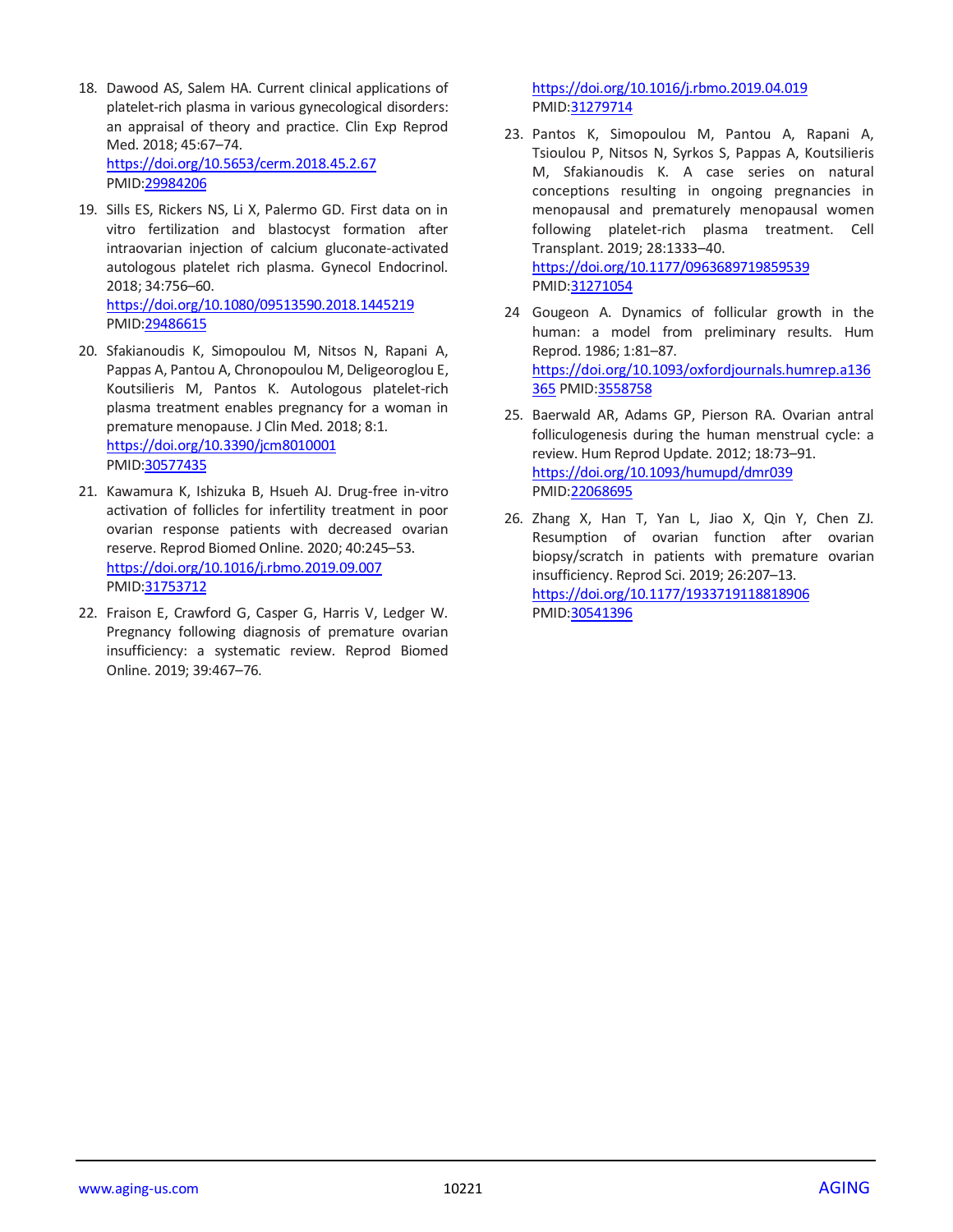18. Dawood AS, Salem HA. Current clinical applications of platelet-rich plasma in various gynecological disorders: an appraisal of theory and practice. Clin Exp Reprod Med. 2018; 45:67–74. https://doi.org/10.5653/cerm.2018.45.2.67 PMID:29984206

19. Sills ES, Rickers NS, Li X, Palermo GD. First data on in vitro fertilization and blastocyst formation after intraovarian injection of calcium gluconate-activated autologous platelet rich plasma. Gynecol Endocrinol. 2018; 34:756–60. https://doi.org/10.1080/09513590.2018.1445219 PMID:29486615

20. Sfakianoudis K, Simopoulou M, Nitsos N, Rapani A, Pappas A, Pantou A, Chronopoulou M, Deligeoroglou E, Koutsilieris M, Pantos K. Autologous platelet-rich plasma treatment enables pregnancy for a woman in premature menopause. J Clin Med. 2018; 8:1. https://doi.org/10.3390/jcm8010001 PMID:30577435

21. Kawamura K, Ishizuka B, Hsueh AJ. Drug-free in-vitro activation of follicles for infertility treatment in poor ovarian response patients with decreased ovarian reserve. Reprod Biomed Online. 2020; 40:245–53. https://doi.org/10.1016/j.rbmo.2019.09.007 PMID:31753712

22. Fraison E, Crawford G, Casper G, Harris V, Ledger W. Pregnancy following diagnosis of premature ovarian insufficiency: a systematic review. Reprod Biomed Online. 2019; 39:467–76. https://doi.org/10.1016/j.rbmo.2019.04.019 PMID:31279714

23. Pantos K, Simopoulou M, Pantou A, Rapani A, Tsioulou P, Nitsos N, Syrkos S, Pappas A, Koutsilieris M, Sfakianoudis K. A case series on natural conceptions resulting in ongoing pregnancies in menopausal and prematurely menopausal women following platelet-rich plasma treatment. Cell Transplant. 2019; 28:1333–40. https://doi.org/10.1177/0963689719859539 PMID:31271054

24 Gougeon A. Dynamics of follicular growth in the human: a model from preliminary results. Hum Reprod. 1986; 1:81–87. https://doi.org/10.1093/oxfordjournals.humrep.a136365 PMID:3558758

25. Baerwald AR, Adams GP, Pierson RA. Ovarian antral folliculogenesis during the human menstrual cycle: a review. Hum Reprod Update. 2012; 18:73–91. https://doi.org/10.1093/humupd/dmr039 PMID:22068695

26. Zhang X, Han T, Yan L, Jiao X, Qin Y, Chen ZJ. Resumption of ovarian function after ovarian biopsy/scratch in patients with premature ovarian insufficiency. Reprod Sci. 2019; 26:207–13. https://doi.org/10.1177/1933719118818906 PMID:30541396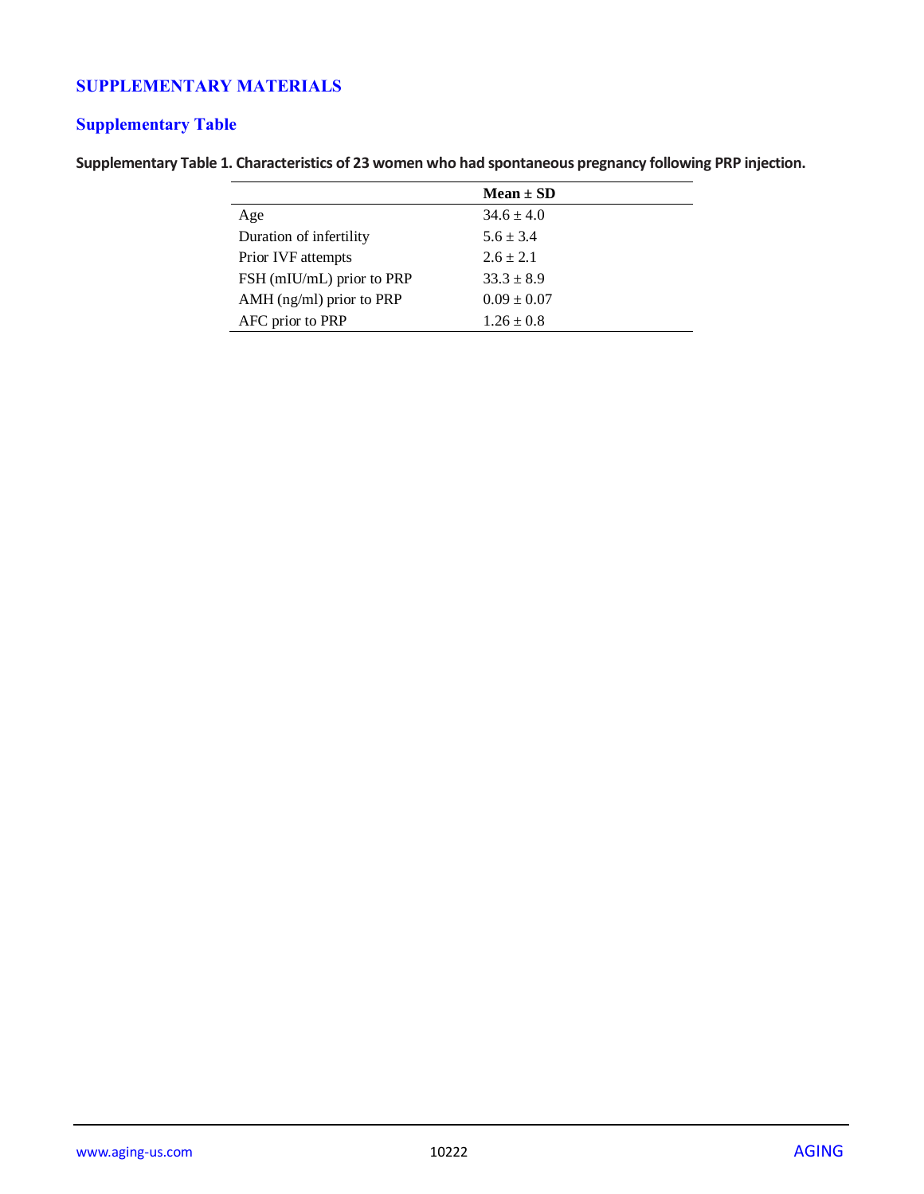## SUPPLEMENTARY MATERIALS

### Supplementary Table

**Supplementary Table 1. Characteristics of 23 women who had spontaneous pregnancy following PRP injection.**

| | **Mean ± SD** |
|---|---|
| Age | 34.6 ± 4.0 |
| Duration of infertility | 5.6 ± 3.4 |
| Prior IVF attempts | 2.6 ± 2.1 |
| FSH (mIU/mL) prior to PRP | 33.3 ± 8.9 |
| AMH (ng/ml) prior to PRP | 0.09 ± 0.07 |
| AFC prior to PRP | 1.26 ± 0.8 |